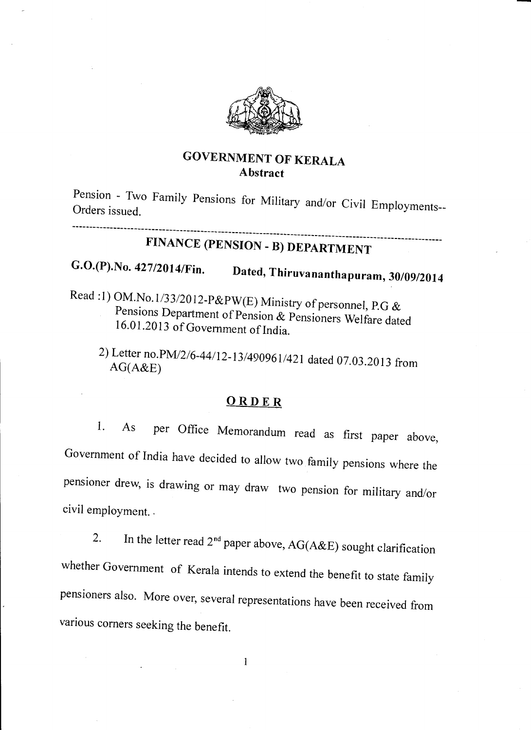# GOVERNMENT OF KERALA

## Abstract

Pension - Two Family Pensions for Military and/or Civil Employments-- Orders issued.

---

## FINANCE (PENSION - B) DEPARTMENT

**G.O.(P).No. 427/2014/Fin. Dated, Thiruvananthapuram, 30/09/2014**

Read :1) OM.No.1/33/2012-P&PW(E) Ministry of personnel, P.G & Pensions Department of Pension & Pensioners Welfare dated 16.01.2013 of Government of India.

2) Letter no.PM/2/6-44/12-13/490961/421 dated 07.03.2013 from AG(A&E)

## ORDER

1. As per Office Memorandum read as first paper above, Government of India have decided to allow two family pensions where the pensioner drew, is drawing or may draw two pension for military and/or civil employment. .

2. In the letter read 2nd paper above, AG(A&E) sought clarification whether Government of Kerala intends to extend the benefit to state family pensioners also. More over, several representations have been received from various corners seeking the benefit.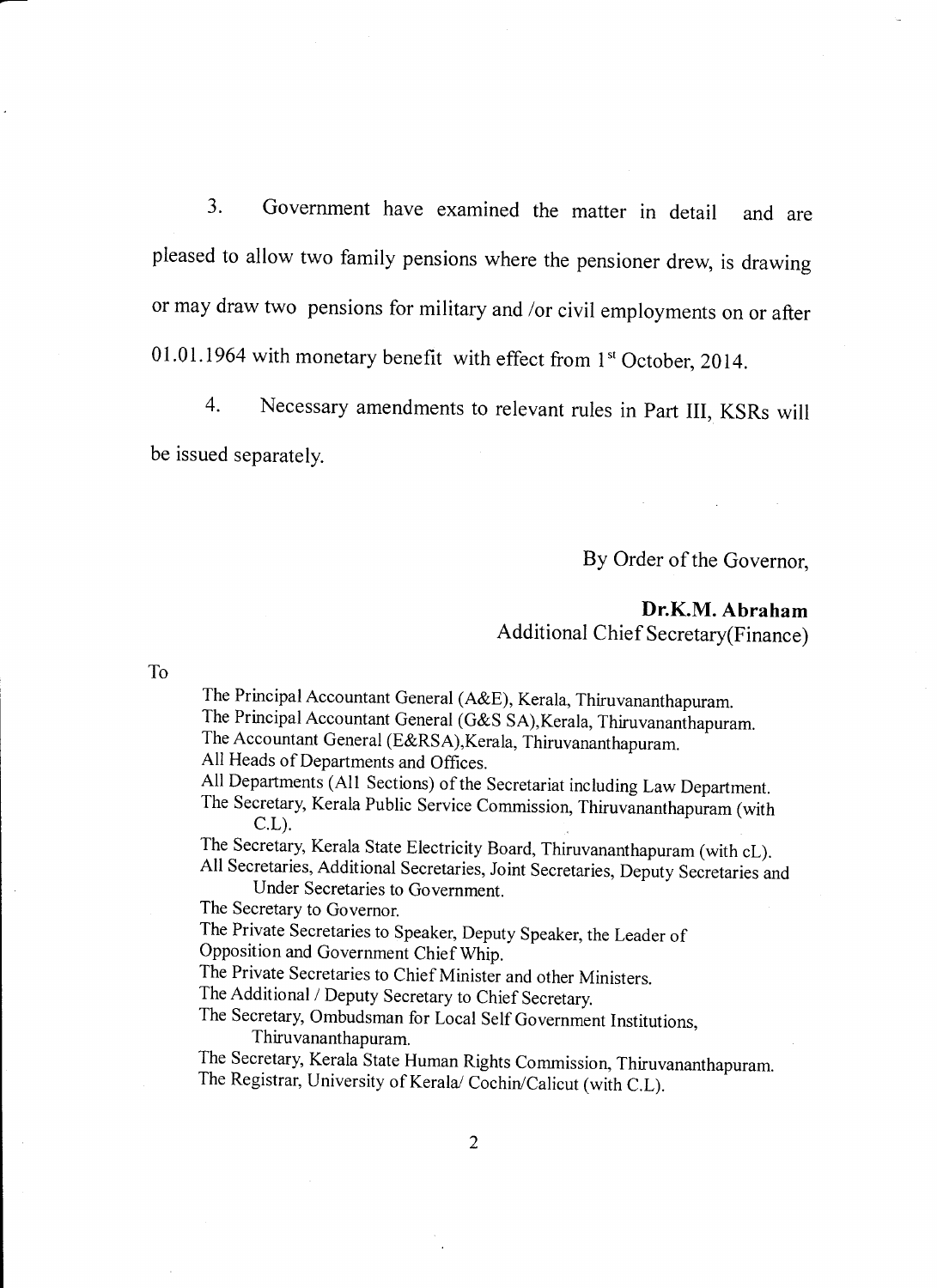3. Government have examined the matter in detail and are pleased to allow two family pensions where the pensioner drew, is drawing or may draw two pensions for military and /or civil employments on or after 01.01.1964 with monetary benefit with effect from 1st October, 2014.

4. Necessary amendments to relevant rules in Part III, KSRs will be issued separately.

By Order of the Governor,

**Dr.K.M. Abraham**
Additional Chief Secretary(Finance)

To

The Principal Accountant General (A&E), Kerala, Thiruvananthapuram.
The Principal Accountant General (G&S SA),Kerala, Thiruvananthapuram.
The Accountant General (E&RSA),Kerala, Thiruvananthapuram.
All Heads of Departments and Offices.
All Departments (All Sections) of the Secretariat including Law Department.
The Secretary, Kerala Public Service Commission, Thiruvananthapuram (with C.L).
The Secretary, Kerala State Electricity Board, Thiruvananthapuram (with cL).
All Secretaries, Additional Secretaries, Joint Secretaries, Deputy Secretaries and Under Secretaries to Government.
The Secretary to Governor.
The Private Secretaries to Speaker, Deputy Speaker, the Leader of Opposition and Government Chief Whip.
The Private Secretaries to Chief Minister and other Ministers.
The Additional / Deputy Secretary to Chief Secretary.
The Secretary, Ombudsman for Local Self Government Institutions, Thiruvananthapuram.
The Secretary, Kerala State Human Rights Commission, Thiruvananthapuram.
The Registrar, University of Kerala/ Cochin/Calicut (with C.L).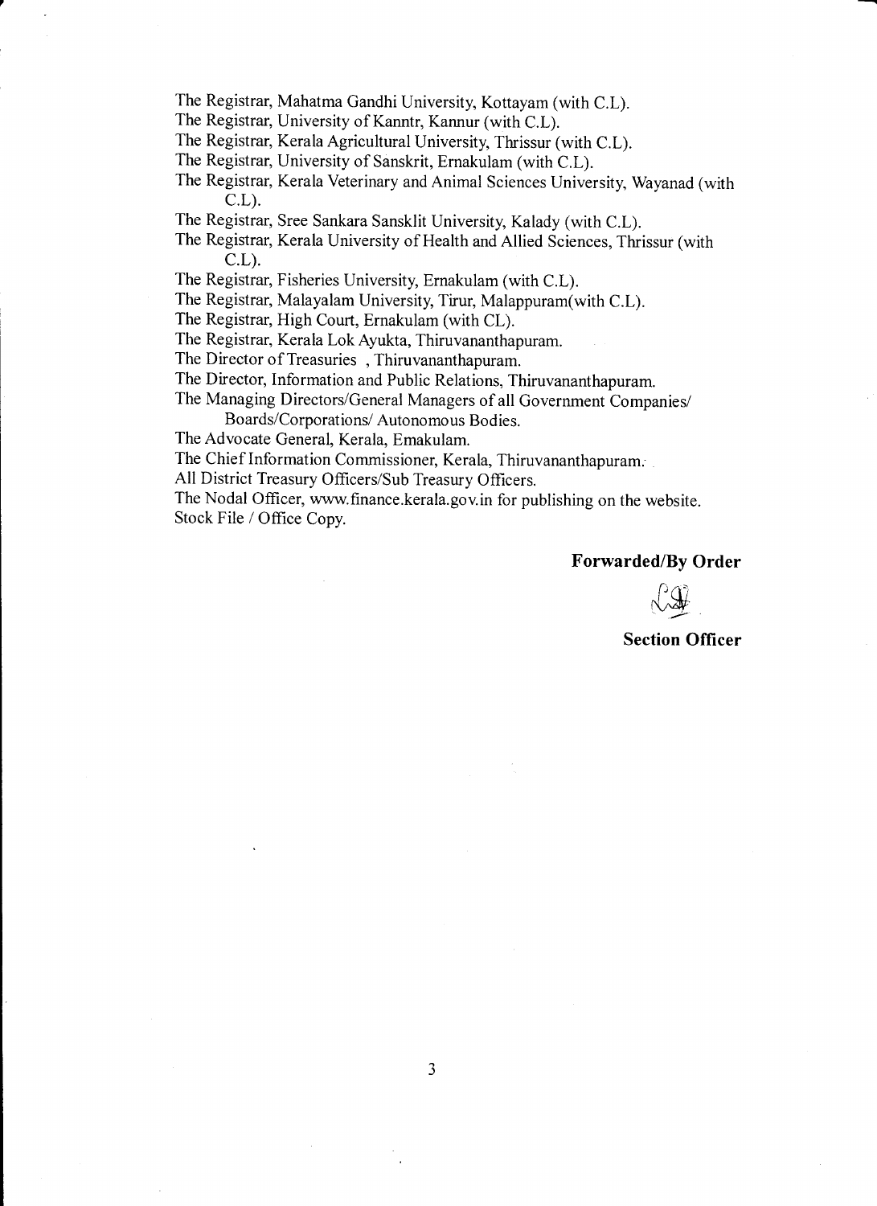The Registrar, Mahatma Gandhi University, Kottayam (with C.L).

The Registrar, University of Kanntr, Kannur (with C.L).

The Registrar, Kerala Agricultural University, Thrissur (with C.L).

The Registrar, University of Sanskrit, Ernakulam (with C.L).

The Registrar, Kerala Veterinary and Animal Sciences University, Wayanad (with C.L).

The Registrar, Sree Sankara Sansklit University, Kalady (with C.L).

The Registrar, Kerala University of Health and Allied Sciences, Thrissur (with C.L).

The Registrar, Fisheries University, Ernakulam (with C.L).

The Registrar, Malayalam University, Tirur, Malappuram(with C.L).

The Registrar, High Court, Ernakulam (with CL).

The Registrar, Kerala Lok Ayukta, Thiruvananthapuram.

The Director of Treasuries , Thiruvananthapuram.

The Director, Information and Public Relations, Thiruvananthapuram.

The Managing Directors/General Managers of all Government Companies/ Boards/Corporations/ Autonomous Bodies.

The Advocate General, Kerala, Emakulam.

The Chief Information Commissioner, Kerala, Thiruvananthapuram.

All District Treasury Officers/Sub Treasury Officers.

The Nodal Officer, www.finance.kerala.gov.in for publishing on the website.

Stock File / Office Copy.

**Forwarded/By Order**

**Section Officer**